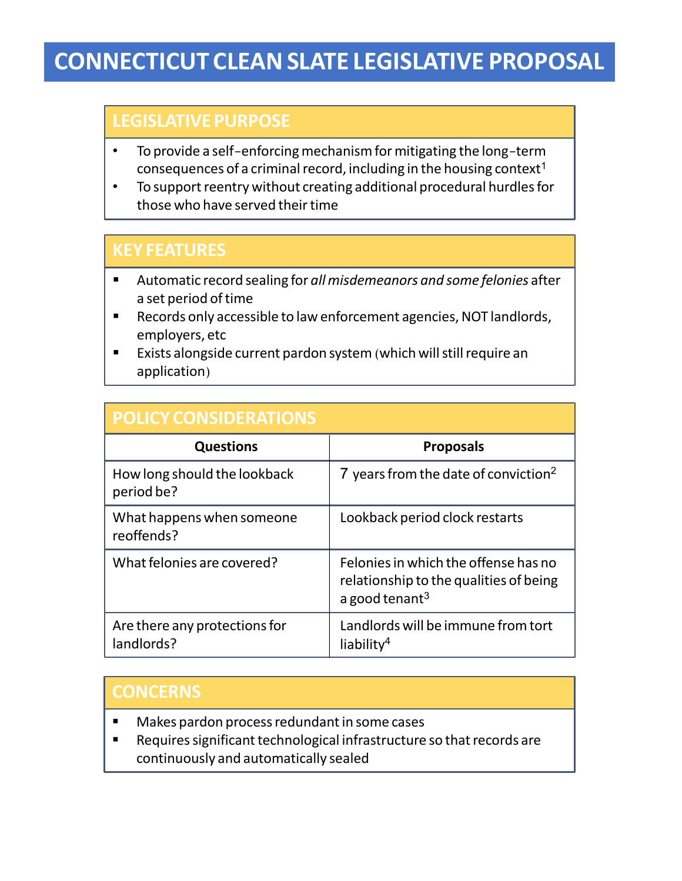# CONNECTICUT CLEAN SLATE LEGISLATIVE PROPOSAL

## LEGISLATIVE PURPOSE

- To provide a self-enforcing mechanism for mitigating the long-term consequences of a criminal record, including in the housing context[1]
- To support reentry without creating additional procedural hurdles for those who have served their time

## KEY FEATURES

- Automatic record sealing for *all misdemeanors and some felonies* after a set period of time
- Records only accessible to law enforcement agencies, NOT landlords, employers, etc
- Exists alongside current pardon system (which will still require an application)

## POLICY CONSIDERATIONS

| Questions | Proposals |
|---|---|
| How long should the lookback period be? | 7 years from the date of conviction[2] |
| What happens when someone reoffends? | Lookback period clock restarts |
| What felonies are covered? | Felonies in which the offense has no relationship to the qualities of being a good tenant[3] |
| Are there any protections for landlords? | Landlords will be immune from tort liability[4] |

## CONCERNS

- Makes pardon process redundant in some cases
- Requires significant technological infrastructure so that records are continuously and automatically sealed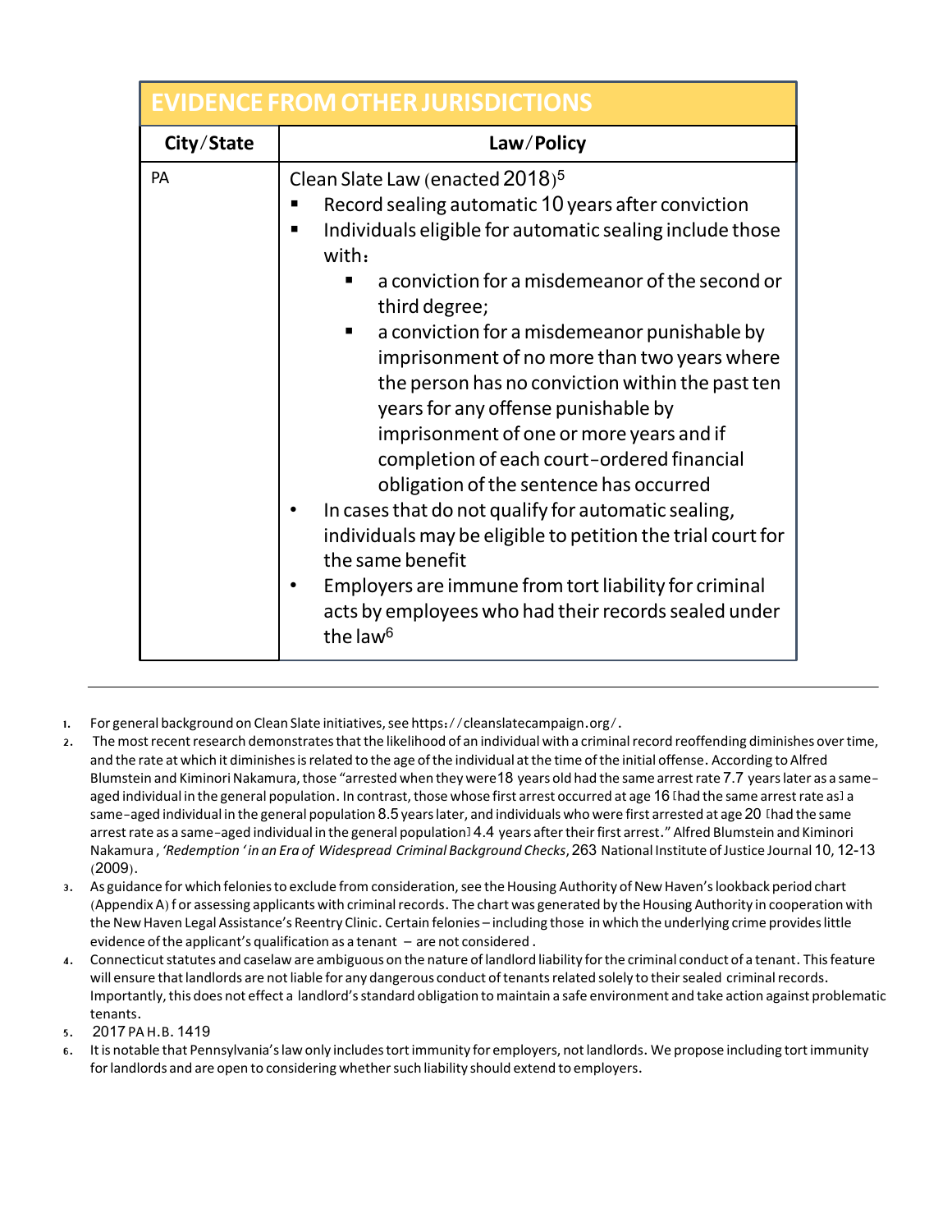| EVIDENCE FROM OTHER JURISDICTIONS | |
|---|---|
| **City/State** | **Law/Policy** |
| PA | Clean Slate Law (enacted 2018)[5]<br>▪ Record sealing automatic 10 years after conviction<br>▪ Individuals eligible for automatic sealing include those with:<br>&nbsp;&nbsp;&nbsp;&nbsp;▪ a conviction for a misdemeanor of the second or third degree;<br>&nbsp;&nbsp;&nbsp;&nbsp;▪ a conviction for a misdemeanor punishable by imprisonment of no more than two years where the person has no conviction within the past ten years for any offense punishable by imprisonment of one or more years and if completion of each court-ordered financial obligation of the sentence has occurred<br>• In cases that do not qualify for automatic sealing, individuals may be eligible to petition the trial court for the same benefit<br>• Employers are immune from tort liability for criminal acts by employees who had their records sealed under the law[6] |

---

1. For general background on Clean Slate initiatives, see https://cleanslatecampaign.org/.
2. The most recent research demonstrates that the likelihood of an individual with a criminal record reoffending diminishes over time, and the rate at which it diminishes is related to the age of the individual at the time of the initial offense. According to Alfred Blumstein and Kiminori Nakamura, those "arrested when they were 18 years old had the same arrest rate 7.7 years later as a same-aged individual in the general population. In contrast, those whose first arrest occurred at age 16 [had the same arrest rate as] a same-aged individual in the general population 8.5 years later, and individuals who were first arrested at age 20 [had the same arrest rate as a same-aged individual in the general population] 4.4 years after their first arrest." Alfred Blumstein and Kiminori Nakamura, *'Redemption' in an Era of Widespread Criminal Background Checks*, 263 National Institute of Justice Journal 10, 12-13 (2009).
3. As guidance for which felonies to exclude from consideration, see the Housing Authority of New Haven's lookback period chart (Appendix A) for assessing applicants with criminal records. The chart was generated by the Housing Authority in cooperation with the New Haven Legal Assistance's Reentry Clinic. Certain felonies – including those in which the underlying crime provides little evidence of the applicant's qualification as a tenant – are not considered.
4. Connecticut statutes and caselaw are ambiguous on the nature of landlord liability for the criminal conduct of a tenant. This feature will ensure that landlords are not liable for any dangerous conduct of tenants related solely to their sealed criminal records. Importantly, this does not effect a landlord's standard obligation to maintain a safe environment and take action against problematic tenants.
5. 2017 PA H.B. 1419
6. It is notable that Pennsylvania's law only includes tort immunity for employers, not landlords. We propose including tort immunity for landlords and are open to considering whether such liability should extend to employers.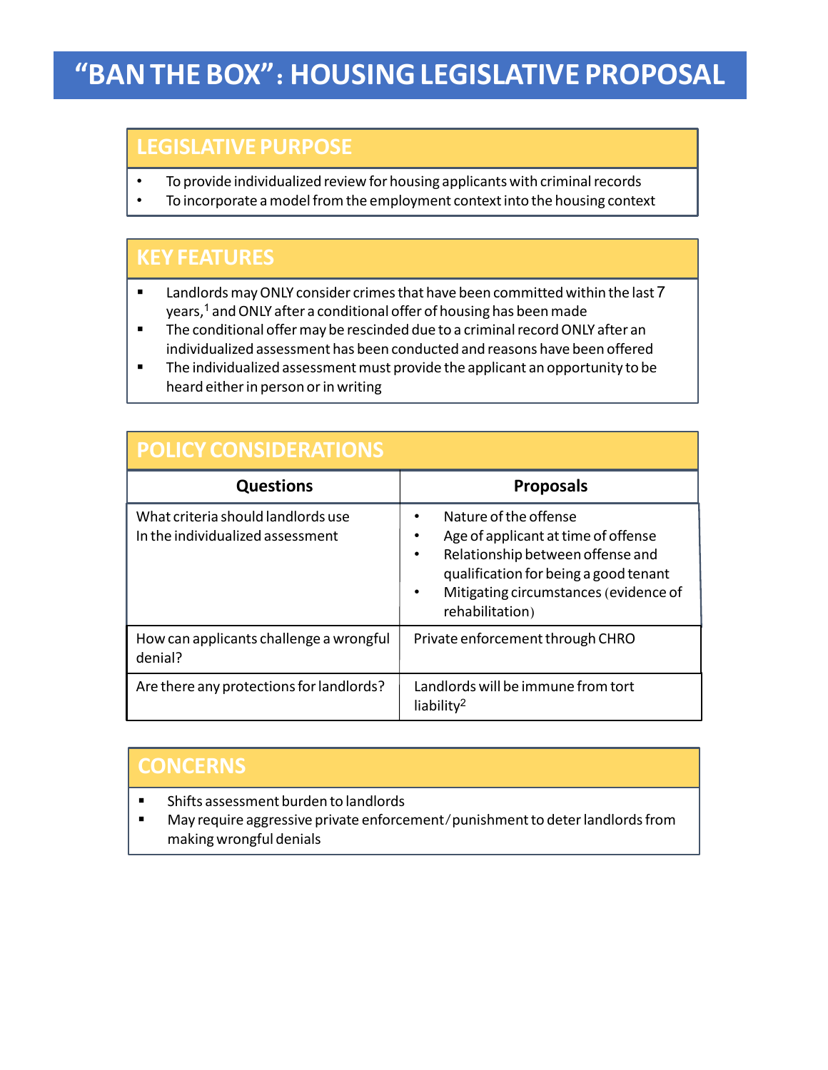# "BAN THE BOX": HOUSING LEGISLATIVE PROPOSAL

## LEGISLATIVE PURPOSE

- To provide individualized review for housing applicants with criminal records
- To incorporate a model from the employment context into the housing context

## KEY FEATURES

- Landlords may ONLY consider crimes that have been committed within the last 7 years,[1] and ONLY after a conditional offer of housing has been made
- The conditional offer may be rescinded due to a criminal record ONLY after an individualized assessment has been conducted and reasons have been offered
- The individualized assessment must provide the applicant an opportunity to be heard either in person or in writing

## POLICY CONSIDERATIONS

| Questions | Proposals |
| --- | --- |
| What criteria should landlords use In the individualized assessment | • Nature of the offense<br>• Age of applicant at time of offense<br>• Relationship between offense and qualification for being a good tenant<br>• Mitigating circumstances (evidence of rehabilitation) |
| How can applicants challenge a wrongful denial? | Private enforcement through CHRO |
| Are there any protections for landlords? | Landlords will be immune from tort liability[2] |

## CONCERNS

- Shifts assessment burden to landlords
- May require aggressive private enforcement/punishment to deter landlords from making wrongful denials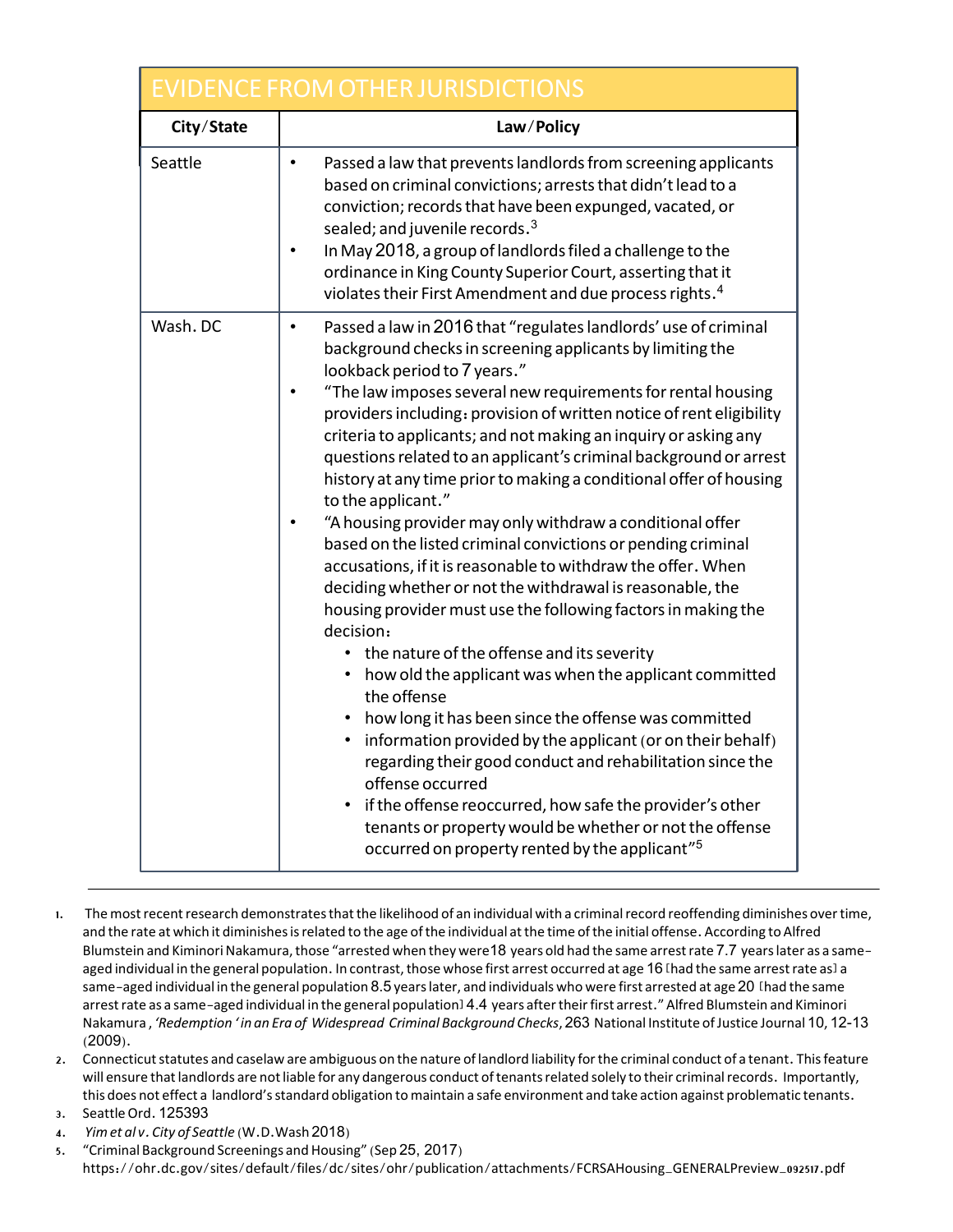| EVIDENCE FROM OTHER JURISDICTIONS | |
|---|---|
| **City/State** | **Law/Policy** |
| Seattle | • Passed a law that prevents landlords from screening applicants based on criminal convictions; arrests that didn't lead to a conviction; records that have been expunged, vacated, or sealed; and juvenile records.[3]<br>• In May 2018, a group of landlords filed a challenge to the ordinance in King County Superior Court, asserting that it violates their First Amendment and due process rights.[4] |
| Wash. DC | • Passed a law in 2016 that "regulates landlords' use of criminal background checks in screening applicants by limiting the lookback period to 7 years."<br>• "The law imposes several new requirements for rental housing providers including: provision of written notice of rent eligibility criteria to applicants; and not making an inquiry or asking any questions related to an applicant's criminal background or arrest history at any time prior to making a conditional offer of housing to the applicant."<br>• "A housing provider may only withdraw a conditional offer based on the listed criminal convictions or pending criminal accusations, if it is reasonable to withdraw the offer. When deciding whether or not the withdrawal is reasonable, the housing provider must use the following factors in making the decision:<br>&nbsp;&nbsp;◦ the nature of the offense and its severity<br>&nbsp;&nbsp;◦ how old the applicant was when the applicant committed the offense<br>&nbsp;&nbsp;◦ how long it has been since the offense was committed<br>&nbsp;&nbsp;◦ information provided by the applicant (or on their behalf) regarding their good conduct and rehabilitation since the offense occurred<br>&nbsp;&nbsp;◦ if the offense reoccurred, how safe the provider's other tenants or property would be whether or not the offense occurred on property rented by the applicant"[5] |

---

1. The most recent research demonstrates that the likelihood of an individual with a criminal record reoffending diminishes over time, and the rate at which it diminishes is related to the age of the individual at the time of the initial offense. According to Alfred Blumstein and Kiminori Nakamura, those "arrested when they were 18 years old had the same arrest rate 7.7 years later as a same-aged individual in the general population. In contrast, those whose first arrest occurred at age 16 [had the same arrest rate as] a same-aged individual in the general population 8.5 years later, and individuals who were first arrested at age 20 [had the same arrest rate as a same-aged individual in the general population] 4.4 years after their first arrest." Alfred Blumstein and Kiminori Nakamura, *'Redemption' in an Era of Widespread Criminal Background Checks*, 263 National Institute of Justice Journal 10, 12-13 (2009).
2. Connecticut statutes and caselaw are ambiguous on the nature of landlord liability for the criminal conduct of a tenant. This feature will ensure that landlords are not liable for any dangerous conduct of tenants related solely to their criminal records. Importantly, this does not effect a landlord's standard obligation to maintain a safe environment and take action against problematic tenants.
3. Seattle Ord. 125393
4. *Yim et al v. City of Seattle* (W.D.Wash 2018)
5. "Criminal Background Screenings and Housing" (Sep 25, 2017) https://ohr.dc.gov/sites/default/files/dc/sites/ohr/publication/attachments/FCRSAHousing_GENERALPreview_092517.pdf